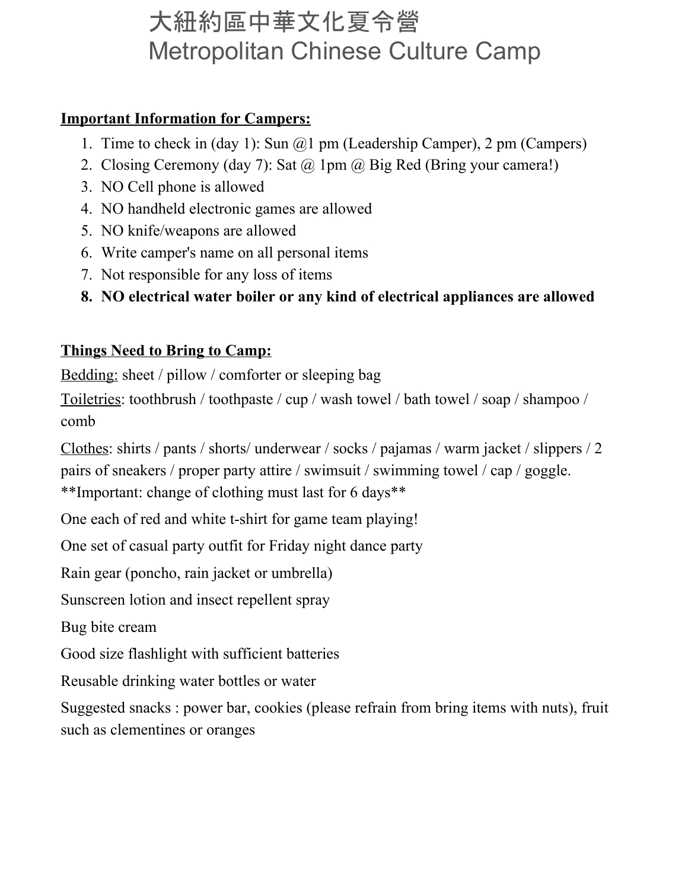# 大紐約區中華文化夏令營
# Metropolitan Chinese Culture Camp

**<u>Important Information for Campers:</u>**

1. Time to check in (day 1): Sun @1 pm (Leadership Camper), 2 pm (Campers)
2. Closing Ceremony (day 7): Sat @ 1pm @ Big Red (Bring your camera!)
3. NO Cell phone is allowed
4. NO handheld electronic games are allowed
5. NO knife/weapons are allowed
6. Write camper's name on all personal items
7. Not responsible for any loss of items
8. **NO electrical water boiler or any kind of electrical appliances are allowed**

**<u>Things Need to Bring to Camp:</u>**

<u>Bedding:</u> sheet / pillow / comforter or sleeping bag

<u>Toiletries</u>: toothbrush / toothpaste / cup / wash towel / bath towel / soap / shampoo / comb

<u>Clothes</u>: shirts / pants / shorts/ underwear / socks / pajamas / warm jacket / slippers / 2 pairs of sneakers / proper party attire / swimsuit / swimming towel / cap / goggle.
**Important: change of clothing must last for 6 days**

One each of red and white t-shirt for game team playing!

One set of casual party outfit for Friday night dance party

Rain gear (poncho, rain jacket or umbrella)

Sunscreen lotion and insect repellent spray

Bug bite cream

Good size flashlight with sufficient batteries

Reusable drinking water bottles or water

Suggested snacks : power bar, cookies (please refrain from bring items with nuts), fruit such as clementines or oranges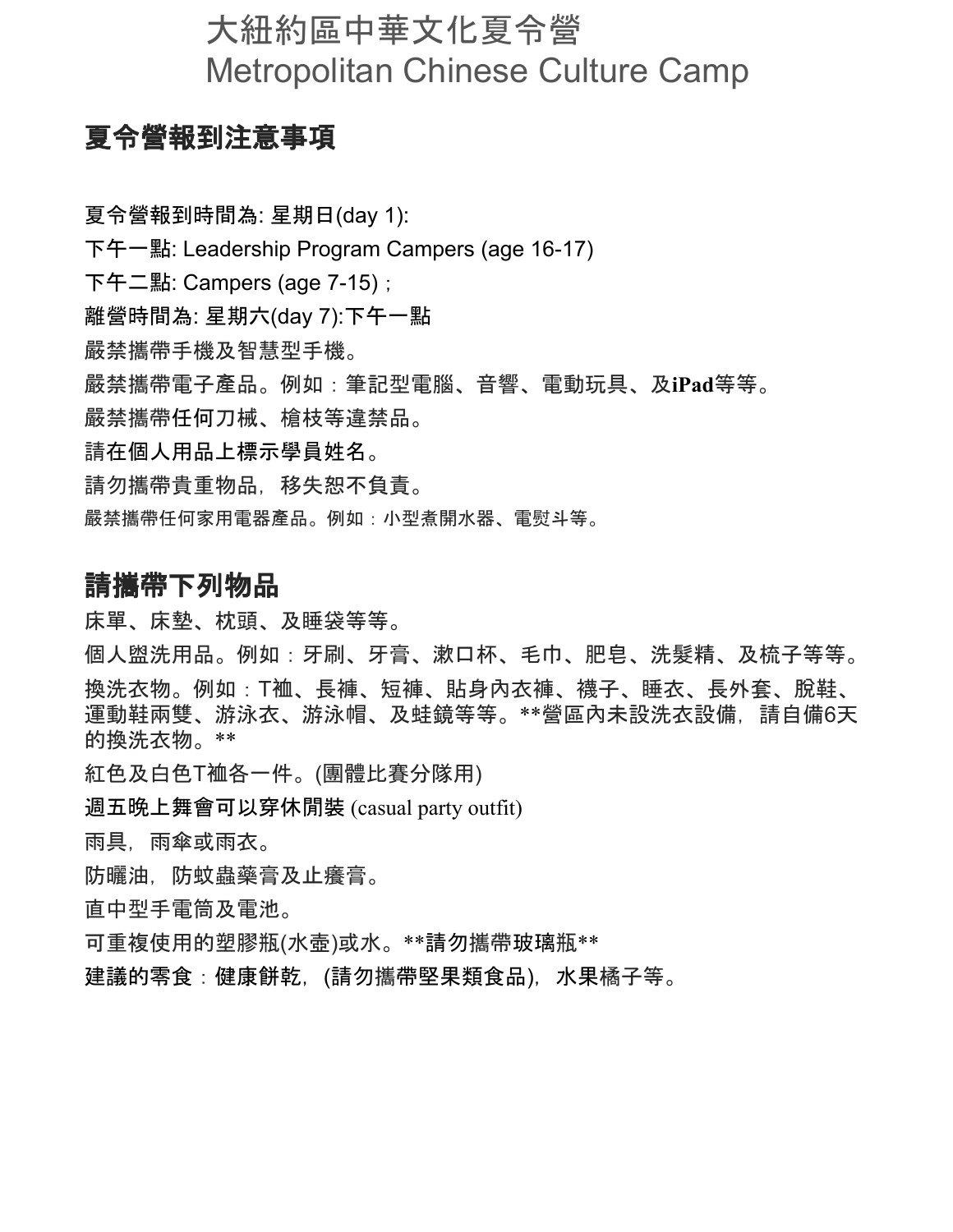大紐約區中華文化夏令營
Metropolitan Chinese Culture Camp

## 夏令營報到注意事項

夏令營報到時間為: 星期日(day 1):

下午一點: Leadership Program Campers (age 16-17)

下午二點: Campers (age 7-15)；

離營時間為: 星期六(day 7):下午一點

嚴禁攜帶手機及智慧型手機。

嚴禁攜帶電子產品。例如：筆記型電腦、音響、電動玩具、及**iPad**等等。

嚴禁攜帶任何刀械、槍枝等違禁品。

請在個人用品上標示學員姓名。

請勿攜帶貴重物品，移失恕不負責。

嚴禁攜帶任何家用電器產品。例如：小型煮開水器、電熨斗等。

## 請攜帶下列物品

床單、床墊、枕頭、及睡袋等等。

個人盥洗用品。例如：牙刷、牙膏、漱口杯、毛巾、肥皂、洗髮精、及梳子等等。

換洗衣物。例如：T袖、長褲、短褲、貼身內衣褲、襪子、睡衣、長外套、脫鞋、運動鞋兩雙、游泳衣、游泳帽、及蛙鏡等等。**營區內未設洗衣設備，請自備6天的換洗衣物。**

紅色及白色T袖各一件。(團體比賽分隊用)

週五晚上舞會可以穿休閒裝 (casual party outfit)

雨具，雨傘或雨衣。

防曬油，防蚊蟲藥膏及止癢膏。

直中型手電筒及電池。

可重複使用的塑膠瓶(水壺)或水。**請勿攜帶玻璃瓶**

建議的零食：健康餅乾，(請勿攜帶堅果類食品)，水果橘子等。